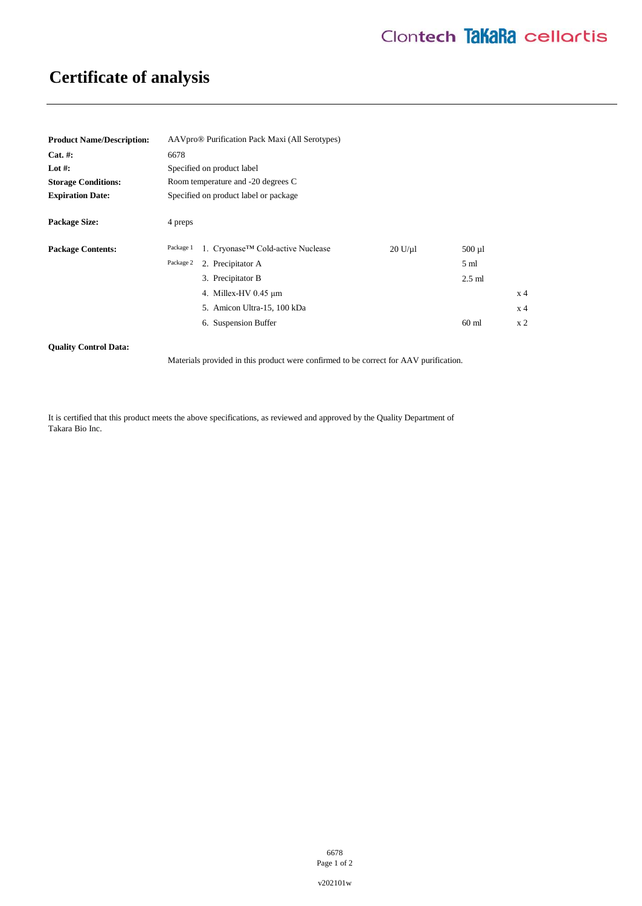# Certificate of analysis

| | |
|---|---|
| **Product Name/Description:** | AAVpro® Purification Pack Maxi (All Serotypes) |
| **Cat. #:** | 6678 |
| **Lot #:** | Specified on product label |
| **Storage Conditions:** | Room temperature and -20 degrees C |
| **Expiration Date:** | Specified on product label or package |

**Package Size:** 4 preps

**Package Contents:**

| Package | Item | Concentration | Volume | Quantity |
|---|---|---|---|---|
| Package 1 | 1. Cryonase™ Cold-active Nuclease | 20 U/µl | 500 µl | |
| Package 2 | 2. Precipitator A | | 5 ml | |
| | 3. Precipitator B | | 2.5 ml | |
| | 4. Millex-HV 0.45 µm | | | x 4 |
| | 5. Amicon Ultra-15, 100 kDa | | | x 4 |
| | 6. Suspension Buffer | | 60 ml | x 2 |

**Quality Control Data:**

Materials provided in this product were confirmed to be correct for AAV purification.

It is certified that this product meets the above specifications, as reviewed and approved by the Quality Department of Takara Bio Inc.

v202101w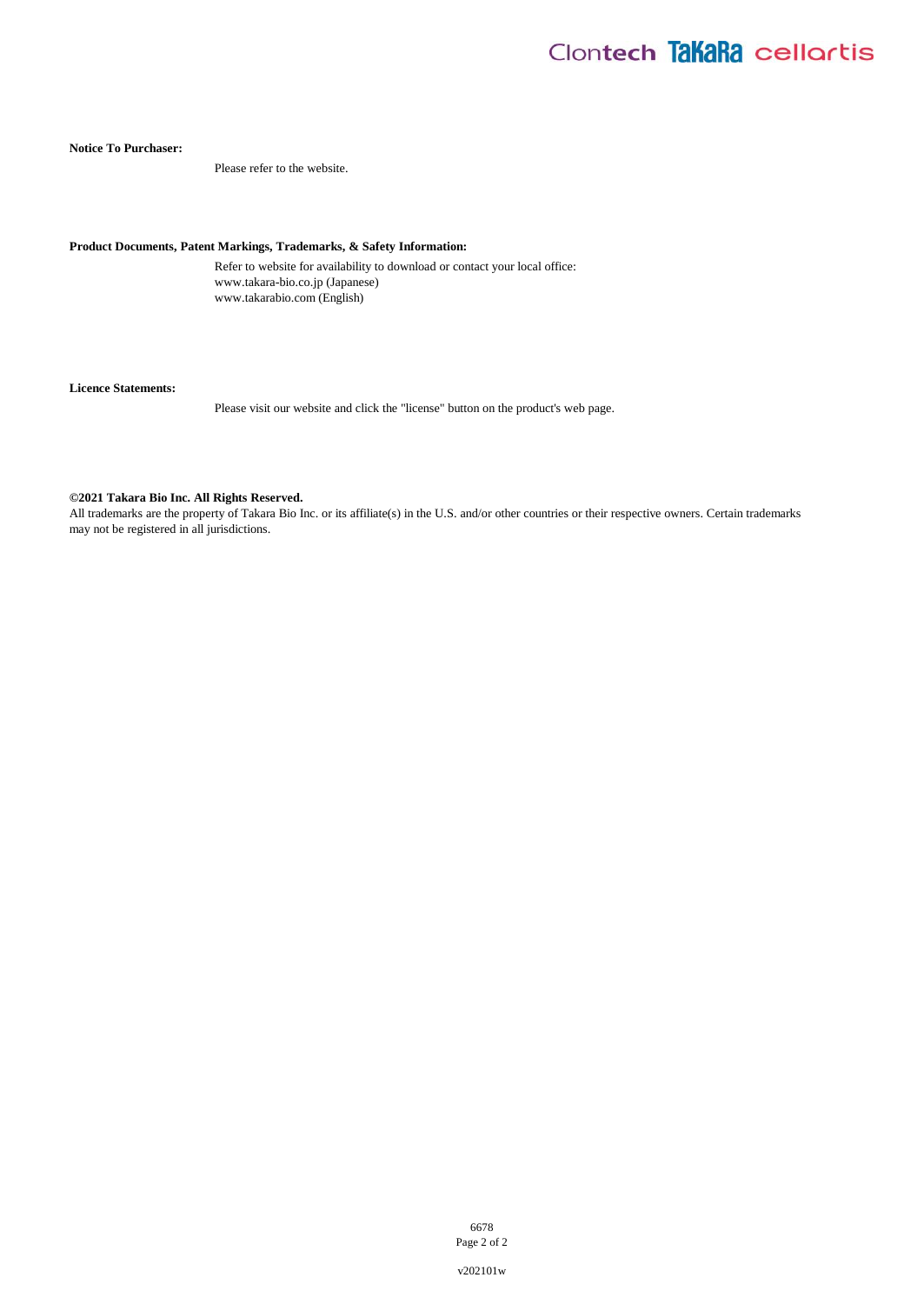**Notice To Purchaser:**

Please refer to the website.

**Product Documents, Patent Markings, Trademarks, & Safety Information:**

Refer to website for availability to download or contact your local office:
www.takara-bio.co.jp (Japanese)
www.takarabio.com (English)

**Licence Statements:**

Please visit our website and click the "license" button on the product's web page.

**©2021 Takara Bio Inc. All Rights Reserved.**
All trademarks are the property of Takara Bio Inc. or its affiliate(s) in the U.S. and/or other countries or their respective owners. Certain trademarks may not be registered in all jurisdictions.

6678

v202101w